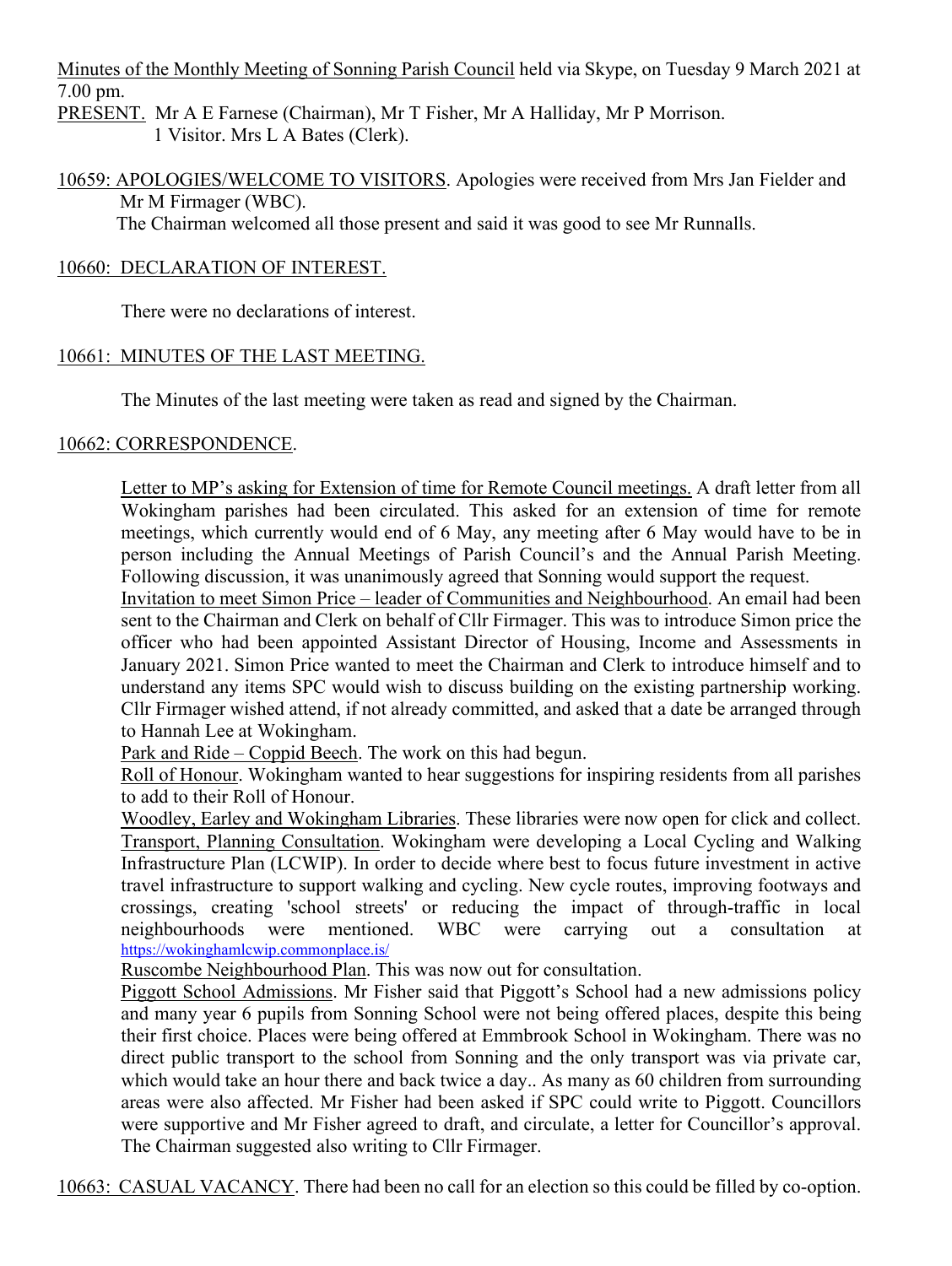Minutes of the Monthly Meeting of Sonning Parish Council held via Skype, on Tuesday 9 March 2021 at 7.00 pm.

PRESENT. Mr A E Farnese (Chairman), Mr T Fisher, Mr A Halliday, Mr P Morrison.
1 Visitor. Mrs L A Bates (Clerk).

10659: APOLOGIES/WELCOME TO VISITORS. Apologies were received from Mrs Jan Fielder and Mr M Firmager (WBC).
The Chairman welcomed all those present and said it was good to see Mr Runnalls.

10660: DECLARATION OF INTEREST.

There were no declarations of interest.

10661: MINUTES OF THE LAST MEETING.

The Minutes of the last meeting were taken as read and signed by the Chairman.

10662: CORRESPONDENCE.

Letter to MP's asking for Extension of time for Remote Council meetings. A draft letter from all Wokingham parishes had been circulated. This asked for an extension of time for remote meetings, which currently would end of 6 May, any meeting after 6 May would have to be in person including the Annual Meetings of Parish Council's and the Annual Parish Meeting. Following discussion, it was unanimously agreed that Sonning would support the request.

Invitation to meet Simon Price – leader of Communities and Neighbourhood. An email had been sent to the Chairman and Clerk on behalf of Cllr Firmager. This was to introduce Simon price the officer who had been appointed Assistant Director of Housing, Income and Assessments in January 2021. Simon Price wanted to meet the Chairman and Clerk to introduce himself and to understand any items SPC would wish to discuss building on the existing partnership working. Cllr Firmager wished attend, if not already committed, and asked that a date be arranged through to Hannah Lee at Wokingham.

Park and Ride – Coppid Beech. The work on this had begun.

Roll of Honour. Wokingham wanted to hear suggestions for inspiring residents from all parishes to add to their Roll of Honour.

Woodley, Earley and Wokingham Libraries. These libraries were now open for click and collect.

Transport, Planning Consultation. Wokingham were developing a Local Cycling and Walking Infrastructure Plan (LCWIP). In order to decide where best to focus future investment in active travel infrastructure to support walking and cycling. New cycle routes, improving footways and crossings, creating 'school streets' or reducing the impact of through-traffic in local neighbourhoods were mentioned. WBC were carrying out a consultation at https://wokinghamlcwip.commonplace.is/

Ruscombe Neighbourhood Plan. This was now out for consultation.

Piggott School Admissions. Mr Fisher said that Piggott's School had a new admissions policy and many year 6 pupils from Sonning School were not being offered places, despite this being their first choice. Places were being offered at Emmbrook School in Wokingham. There was no direct public transport to the school from Sonning and the only transport was via private car, which would take an hour there and back twice a day.. As many as 60 children from surrounding areas were also affected. Mr Fisher had been asked if SPC could write to Piggott. Councillors were supportive and Mr Fisher agreed to draft, and circulate, a letter for Councillor's approval. The Chairman suggested also writing to Cllr Firmager.

10663: CASUAL VACANCY. There had been no call for an election so this could be filled by co-option.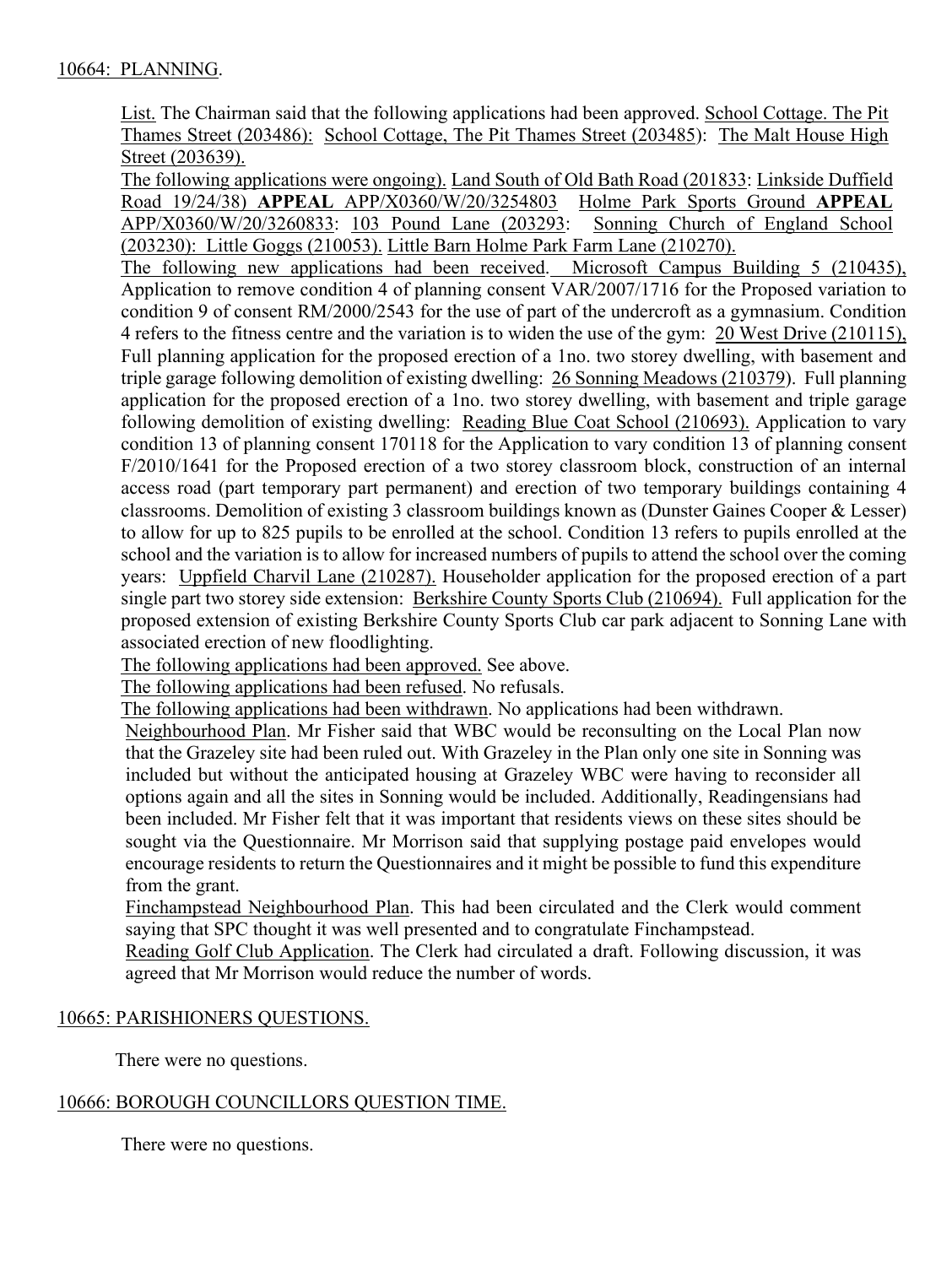10664: PLANNING.

List. The Chairman said that the following applications had been approved. School Cottage. The Pit Thames Street (203486): School Cottage, The Pit Thames Street (203485): The Malt House High Street (203639).

The following applications were ongoing). Land South of Old Bath Road (201833: Linkside Duffield Road 19/24/38) **APPEAL** APP/X0360/W/20/3254803 Holme Park Sports Ground **APPEAL** APP/X0360/W/20/3260833: 103 Pound Lane (203293: Sonning Church of England School (203230): Little Goggs (210053). Little Barn Holme Park Farm Lane (210270).

The following new applications had been received. Microsoft Campus Building 5 (210435), Application to remove condition 4 of planning consent VAR/2007/1716 for the Proposed variation to condition 9 of consent RM/2000/2543 for the use of part of the undercroft as a gymnasium. Condition 4 refers to the fitness centre and the variation is to widen the use of the gym: 20 West Drive (210115), Full planning application for the proposed erection of a 1no. two storey dwelling, with basement and triple garage following demolition of existing dwelling: 26 Sonning Meadows (210379). Full planning application for the proposed erection of a 1no. two storey dwelling, with basement and triple garage following demolition of existing dwelling: Reading Blue Coat School (210693). Application to vary condition 13 of planning consent 170118 for the Application to vary condition 13 of planning consent F/2010/1641 for the Proposed erection of a two storey classroom block, construction of an internal access road (part temporary part permanent) and erection of two temporary buildings containing 4 classrooms. Demolition of existing 3 classroom buildings known as (Dunster Gaines Cooper & Lesser) to allow for up to 825 pupils to be enrolled at the school. Condition 13 refers to pupils enrolled at the school and the variation is to allow for increased numbers of pupils to attend the school over the coming years: Uppfield Charvil Lane (210287). Householder application for the proposed erection of a part single part two storey side extension: Berkshire County Sports Club (210694). Full application for the proposed extension of existing Berkshire County Sports Club car park adjacent to Sonning Lane with associated erection of new floodlighting.

The following applications had been approved. See above.

The following applications had been refused. No refusals.

The following applications had been withdrawn. No applications had been withdrawn.

Neighbourhood Plan. Mr Fisher said that WBC would be reconsulting on the Local Plan now that the Grazeley site had been ruled out. With Grazeley in the Plan only one site in Sonning was included but without the anticipated housing at Grazeley WBC were having to reconsider all options again and all the sites in Sonning would be included. Additionally, Readingensians had been included. Mr Fisher felt that it was important that residents views on these sites should be sought via the Questionnaire. Mr Morrison said that supplying postage paid envelopes would encourage residents to return the Questionnaires and it might be possible to fund this expenditure from the grant.

Finchampstead Neighbourhood Plan. This had been circulated and the Clerk would comment saying that SPC thought it was well presented and to congratulate Finchampstead.

Reading Golf Club Application. The Clerk had circulated a draft. Following discussion, it was agreed that Mr Morrison would reduce the number of words.

10665: PARISHIONERS QUESTIONS.

There were no questions.

10666: BOROUGH COUNCILLORS QUESTION TIME.

There were no questions.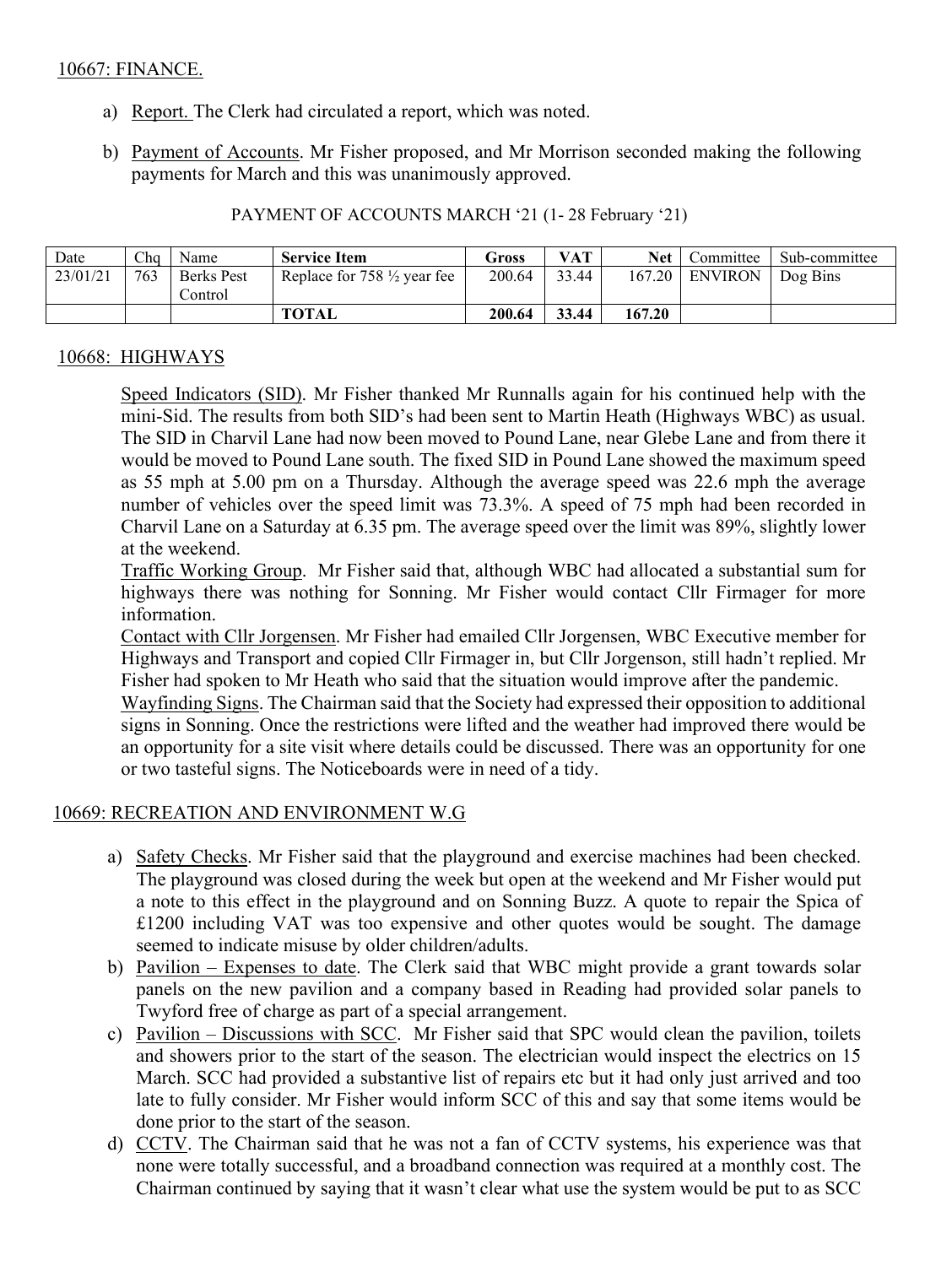## 10667: FINANCE.

a) Report. The Clerk had circulated a report, which was noted.

b) Payment of Accounts. Mr Fisher proposed, and Mr Morrison seconded making the following payments for March and this was unanimously approved.

PAYMENT OF ACCOUNTS MARCH '21 (1- 28 February '21)

| Date | Chq | Name | Service Item | Gross | VAT | Net | Committee | Sub-committee |
|---|---|---|---|---|---|---|---|---|
| 23/01/21 | 763 | Berks Pest Control | Replace for 758 ½ year fee | 200.64 | 33.44 | 167.20 | ENVIRON | Dog Bins |
| | | | **TOTAL** | **200.64** | **33.44** | **167.20** | | |

## 10668: HIGHWAYS

Speed Indicators (SID). Mr Fisher thanked Mr Runnalls again for his continued help with the mini-Sid. The results from both SID's had been sent to Martin Heath (Highways WBC) as usual. The SID in Charvil Lane had now been moved to Pound Lane, near Glebe Lane and from there it would be moved to Pound Lane south. The fixed SID in Pound Lane showed the maximum speed as 55 mph at 5.00 pm on a Thursday. Although the average speed was 22.6 mph the average number of vehicles over the speed limit was 73.3%. A speed of 75 mph had been recorded in Charvil Lane on a Saturday at 6.35 pm. The average speed over the limit was 89%, slightly lower at the weekend.

Traffic Working Group. Mr Fisher said that, although WBC had allocated a substantial sum for highways there was nothing for Sonning. Mr Fisher would contact Cllr Firmager for more information.

Contact with Cllr Jorgensen. Mr Fisher had emailed Cllr Jorgensen, WBC Executive member for Highways and Transport and copied Cllr Firmager in, but Cllr Jorgenson, still hadn't replied. Mr Fisher had spoken to Mr Heath who said that the situation would improve after the pandemic.

Wayfinding Signs. The Chairman said that the Society had expressed their opposition to additional signs in Sonning. Once the restrictions were lifted and the weather had improved there would be an opportunity for a site visit where details could be discussed. There was an opportunity for one or two tasteful signs. The Noticeboards were in need of a tidy.

## 10669: RECREATION AND ENVIRONMENT W.G

a) Safety Checks. Mr Fisher said that the playground and exercise machines had been checked. The playground was closed during the week but open at the weekend and Mr Fisher would put a note to this effect in the playground and on Sonning Buzz. A quote to repair the Spica of £1200 including VAT was too expensive and other quotes would be sought. The damage seemed to indicate misuse by older children/adults.

b) Pavilion – Expenses to date. The Clerk said that WBC might provide a grant towards solar panels on the new pavilion and a company based in Reading had provided solar panels to Twyford free of charge as part of a special arrangement.

c) Pavilion – Discussions with SCC. Mr Fisher said that SPC would clean the pavilion, toilets and showers prior to the start of the season. The electrician would inspect the electrics on 15 March. SCC had provided a substantive list of repairs etc but it had only just arrived and too late to fully consider. Mr Fisher would inform SCC of this and say that some items would be done prior to the start of the season.

d) CCTV. The Chairman said that he was not a fan of CCTV systems, his experience was that none were totally successful, and a broadband connection was required at a monthly cost. The Chairman continued by saying that it wasn't clear what use the system would be put to as SCC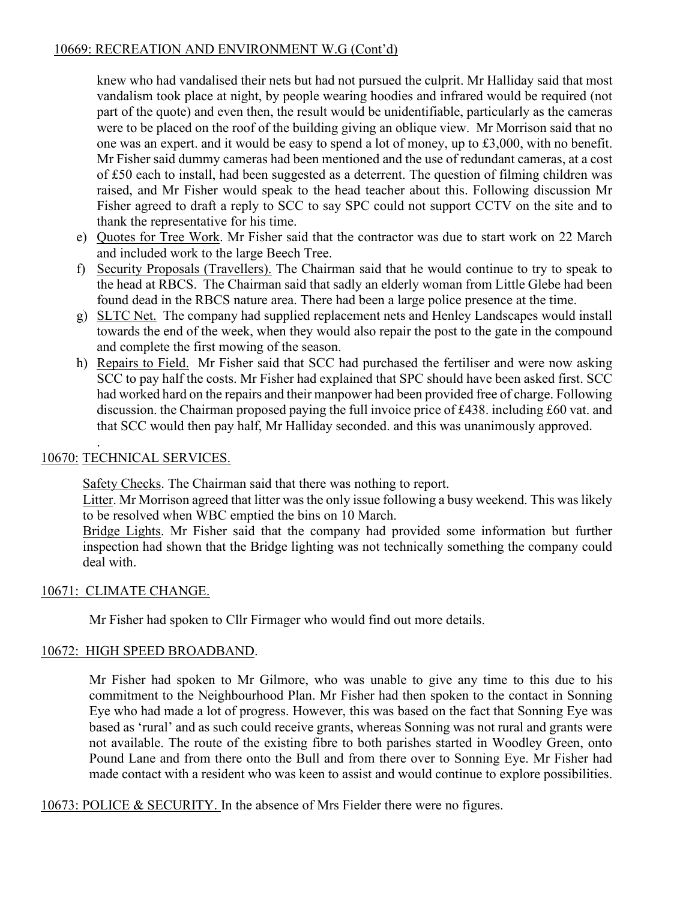## 10669: RECREATION AND ENVIRONMENT W.G (Cont'd)

knew who had vandalised their nets but had not pursued the culprit. Mr Halliday said that most vandalism took place at night, by people wearing hoodies and infrared would be required (not part of the quote) and even then, the result would be unidentifiable, particularly as the cameras were to be placed on the roof of the building giving an oblique view. Mr Morrison said that no one was an expert. and it would be easy to spend a lot of money, up to £3,000, with no benefit. Mr Fisher said dummy cameras had been mentioned and the use of redundant cameras, at a cost of £50 each to install, had been suggested as a deterrent. The question of filming children was raised, and Mr Fisher would speak to the head teacher about this. Following discussion Mr Fisher agreed to draft a reply to SCC to say SPC could not support CCTV on the site and to thank the representative for his time.

e) Quotes for Tree Work. Mr Fisher said that the contractor was due to start work on 22 March and included work to the large Beech Tree.
f) Security Proposals (Travellers). The Chairman said that he would continue to try to speak to the head at RBCS. The Chairman said that sadly an elderly woman from Little Glebe had been found dead in the RBCS nature area. There had been a large police presence at the time.
g) SLTC Net. The company had supplied replacement nets and Henley Landscapes would install towards the end of the week, when they would also repair the post to the gate in the compound and complete the first mowing of the season.
h) Repairs to Field. Mr Fisher said that SCC had purchased the fertiliser and were now asking SCC to pay half the costs. Mr Fisher had explained that SPC should have been asked first. SCC had worked hard on the repairs and their manpower had been provided free of charge. Following discussion. the Chairman proposed paying the full invoice price of £438. including £60 vat. and that SCC would then pay half, Mr Halliday seconded. and this was unanimously approved.

## 10670: TECHNICAL SERVICES.

Safety Checks. The Chairman said that there was nothing to report.

Litter. Mr Morrison agreed that litter was the only issue following a busy weekend. This was likely to be resolved when WBC emptied the bins on 10 March.

Bridge Lights. Mr Fisher said that the company had provided some information but further inspection had shown that the Bridge lighting was not technically something the company could deal with.

## 10671: CLIMATE CHANGE.

Mr Fisher had spoken to Cllr Firmager who would find out more details.

## 10672: HIGH SPEED BROADBAND.

Mr Fisher had spoken to Mr Gilmore, who was unable to give any time to this due to his commitment to the Neighbourhood Plan. Mr Fisher had then spoken to the contact in Sonning Eye who had made a lot of progress. However, this was based on the fact that Sonning Eye was based as 'rural' and as such could receive grants, whereas Sonning was not rural and grants were not available. The route of the existing fibre to both parishes started in Woodley Green, onto Pound Lane and from there onto the Bull and from there over to Sonning Eye. Mr Fisher had made contact with a resident who was keen to assist and would continue to explore possibilities.

## 10673: POLICE & SECURITY. In the absence of Mrs Fielder there were no figures.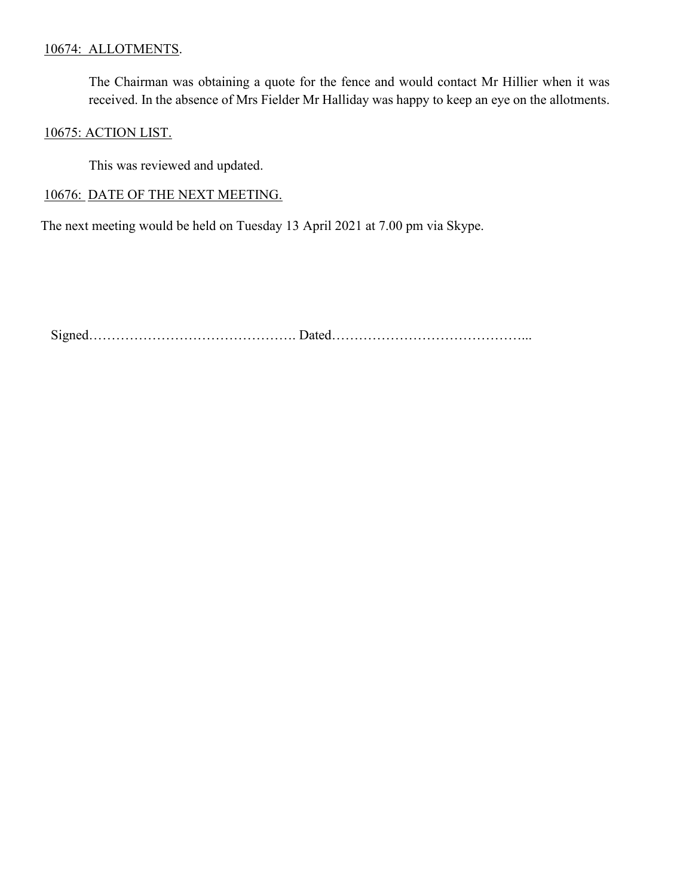10674: ALLOTMENTS.

The Chairman was obtaining a quote for the fence and would contact Mr Hillier when it was received. In the absence of Mrs Fielder Mr Halliday was happy to keep an eye on the allotments.

10675: ACTION LIST.

This was reviewed and updated.

10676: DATE OF THE NEXT MEETING.

The next meeting would be held on Tuesday 13 April 2021 at 7.00 pm via Skype.

Signed………………………………………. Dated……………………………………...